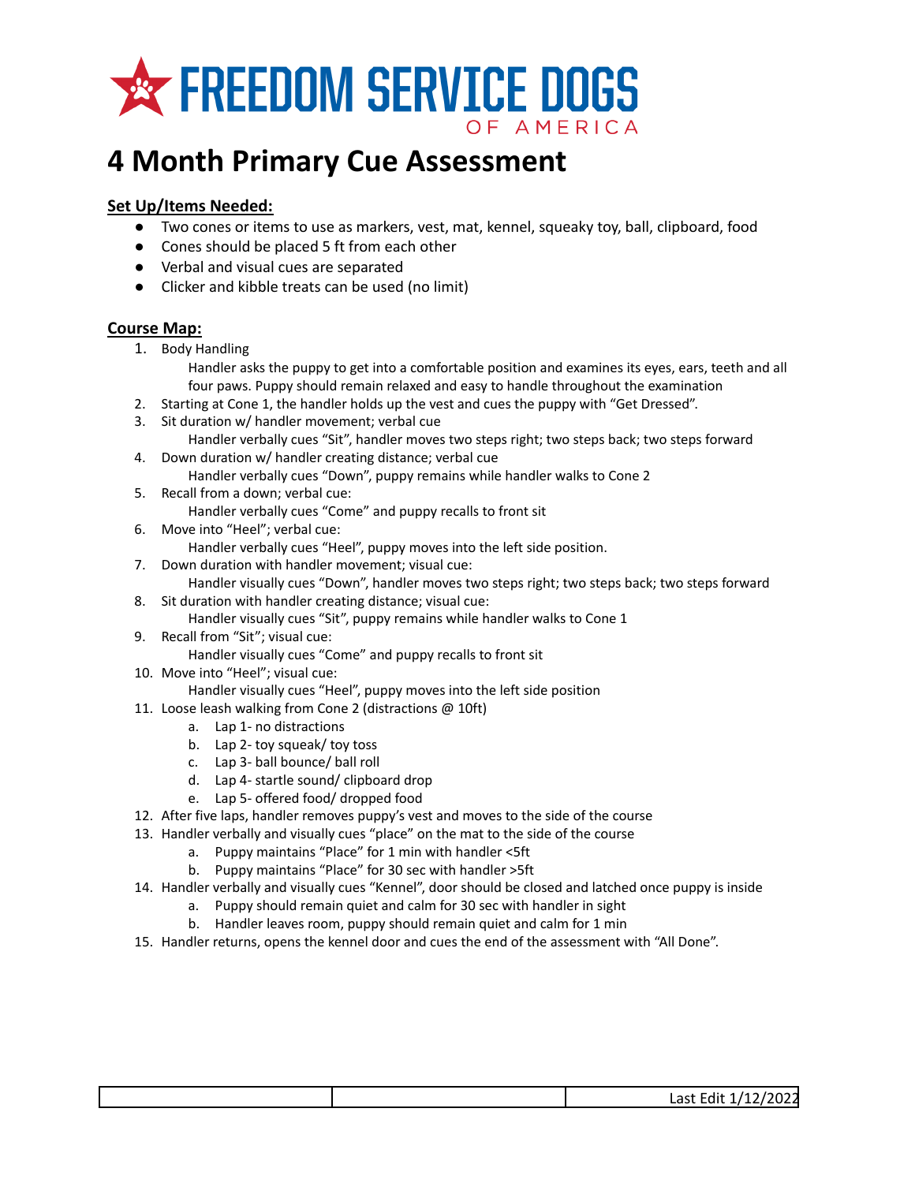# FREEDOM SERVICE DOGS OF AMERICA

# 4 Month Primary Cue Assessment

## Set Up/Items Needed:

- Two cones or items to use as markers, vest, mat, kennel, squeaky toy, ball, clipboard, food
- Cones should be placed 5 ft from each other
- Verbal and visual cues are separated
- Clicker and kibble treats can be used (no limit)

## Course Map:

1. Body Handling
   Handler asks the puppy to get into a comfortable position and examines its eyes, ears, teeth and all four paws. Puppy should remain relaxed and easy to handle throughout the examination
2. Starting at Cone 1, the handler holds up the vest and cues the puppy with "Get Dressed".
3. Sit duration w/ handler movement; verbal cue
   Handler verbally cues "Sit", handler moves two steps right; two steps back; two steps forward
4. Down duration w/ handler creating distance; verbal cue
   Handler verbally cues "Down", puppy remains while handler walks to Cone 2
5. Recall from a down; verbal cue:
   Handler verbally cues "Come" and puppy recalls to front sit
6. Move into "Heel"; verbal cue:
   Handler verbally cues "Heel", puppy moves into the left side position.
7. Down duration with handler movement; visual cue:
   Handler visually cues "Down", handler moves two steps right; two steps back; two steps forward
8. Sit duration with handler creating distance; visual cue:
   Handler visually cues "Sit", puppy remains while handler walks to Cone 1
9. Recall from "Sit"; visual cue:
   Handler visually cues "Come" and puppy recalls to front sit
10. Move into "Heel"; visual cue:
    Handler visually cues "Heel", puppy moves into the left side position
11. Loose leash walking from Cone 2 (distractions @ 10ft)
    a. Lap 1- no distractions
    b. Lap 2- toy squeak/ toy toss
    c. Lap 3- ball bounce/ ball roll
    d. Lap 4- startle sound/ clipboard drop
    e. Lap 5- offered food/ dropped food
12. After five laps, handler removes puppy's vest and moves to the side of the course
13. Handler verbally and visually cues "place" on the mat to the side of the course
    a. Puppy maintains "Place" for 1 min with handler <5ft
    b. Puppy maintains "Place" for 30 sec with handler >5ft
14. Handler verbally and visually cues "Kennel", door should be closed and latched once puppy is inside
    a. Puppy should remain quiet and calm for 30 sec with handler in sight
    b. Handler leaves room, puppy should remain quiet and calm for 1 min
15. Handler returns, opens the kennel door and cues the end of the assessment with "All Done".

| | | Last Edit 1/12/2022 |
|---|---|---|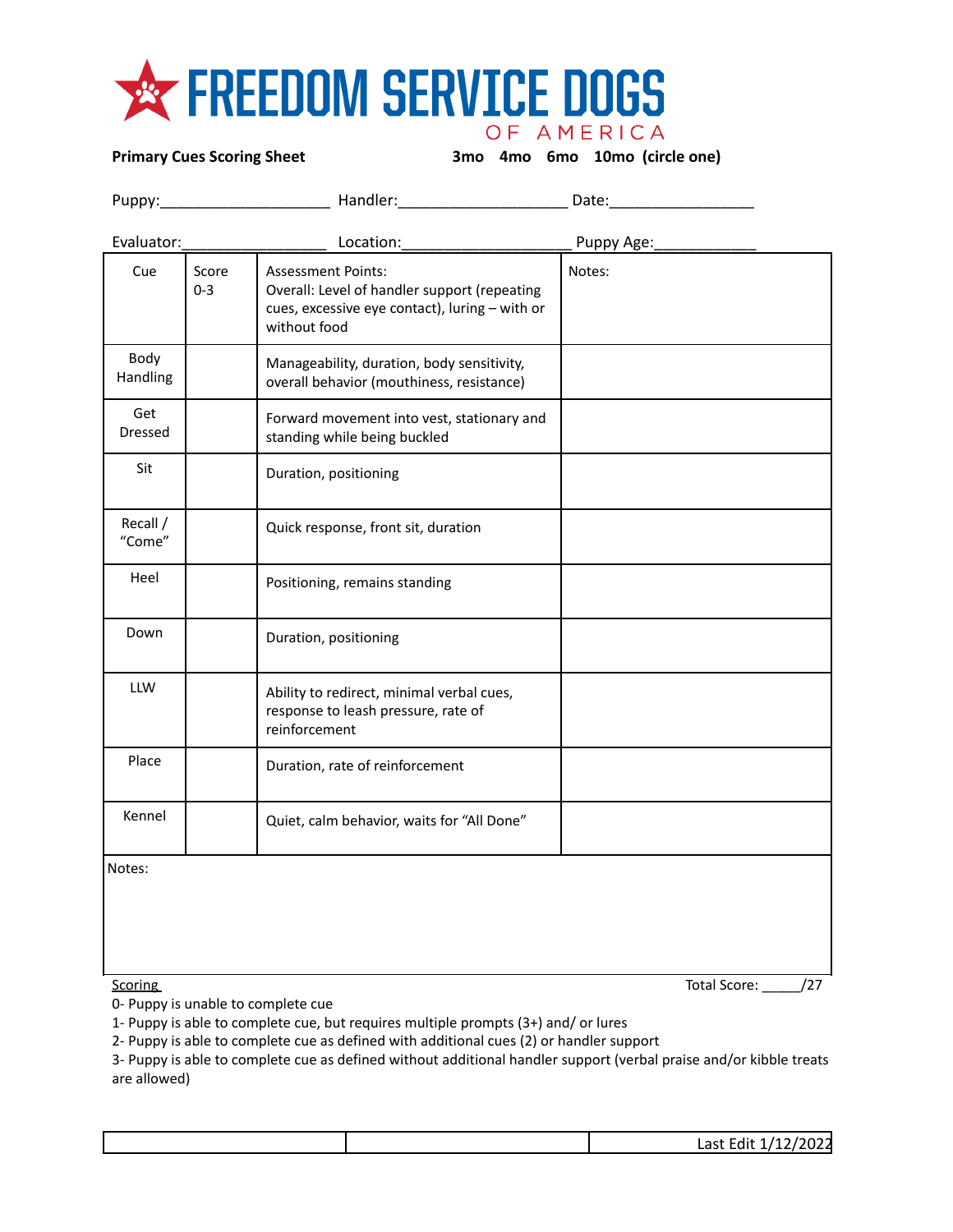# FREEDOM SERVICE DOGS OF AMERICA

**Primary Cues Scoring Sheet** **3mo 4mo 6mo 10mo (circle one)**

Puppy:____________________ Handler:____________________ Date:_________________

Evaluator:_________________ Location:____________________ Puppy Age:____________

| Cue | Score 0-3 | Assessment Points: Overall: Level of handler support (repeating cues, excessive eye contact), luring – with or without food | Notes: |
|---|---|---|---|
| Body Handling | | Manageability, duration, body sensitivity, overall behavior (mouthiness, resistance) | |
| Get Dressed | | Forward movement into vest, stationary and standing while being buckled | |
| Sit | | Duration, positioning | |
| Recall / "Come" | | Quick response, front sit, duration | |
| Heel | | Positioning, remains standing | |
| Down | | Duration, positioning | |
| LLW | | Ability to redirect, minimal verbal cues, response to leash pressure, rate of reinforcement | |
| Place | | Duration, rate of reinforcement | |
| Kennel | | Quiet, calm behavior, waits for "All Done" | |

Notes:

Scoring

Total Score: _____/27

0- Puppy is unable to complete cue

1- Puppy is able to complete cue, but requires multiple prompts (3+) and/ or lures

2- Puppy is able to complete cue as defined with additional cues (2) or handler support

3- Puppy is able to complete cue as defined without additional handler support (verbal praise and/or kibble treats are allowed)

Last Edit 1/12/2022